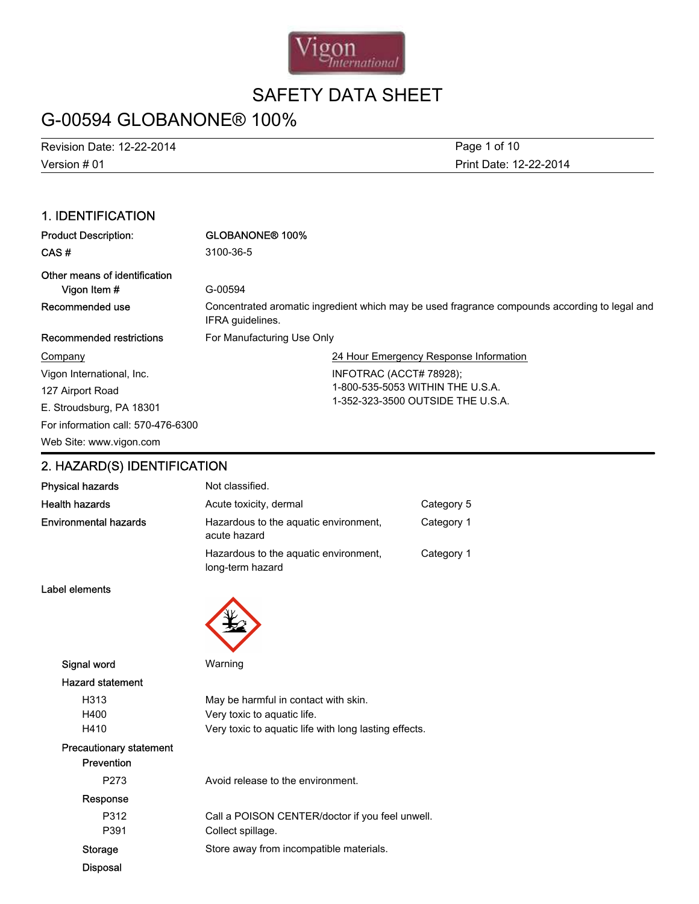# SAFETY DATA SHEET

# G-00594 GLOBANONE® 100%

| Revision Date: 12-22-2014 | Print Date: 12-22-2014 |
|---|---|
| Version # 01 | |

## 1. IDENTIFICATION

| | |
|---|---|
| **Product Description:** | **GLOBANONE® 100%** |
| **CAS #** | 3100-36-5 |
| **Other means of identification** | |
| **Vigon Item #** | G-00594 |
| **Recommended use** | Concentrated aromatic ingredient which may be used fragrance compounds according to legal and IFRA guidelines. |
| **Recommended restrictions** | For Manufacturing Use Only |

**Company**

Vigon International, Inc.
127 Airport Road
E. Stroudsburg, PA 18301
For information call: 570-476-6300
Web Site: www.vigon.com

**24 Hour Emergency Response Information**

INFOTRAC (ACCT# 78928);
1-800-535-5053 WITHIN THE U.S.A.
1-352-323-3500 OUTSIDE THE U.S.A.

## 2. HAZARD(S) IDENTIFICATION

| | | |
|---|---|---|
| **Physical hazards** | Not classified. | |
| **Health hazards** | Acute toxicity, dermal | Category 5 |
| **Environmental hazards** | Hazardous to the aquatic environment, acute hazard | Category 1 |
| | Hazardous to the aquatic environment, long-term hazard | Category 1 |

**Label elements**

**Signal word** Warning

**Hazard statement**

| | |
|---|---|
| H313 | May be harmful in contact with skin. |
| H400 | Very toxic to aquatic life. |
| H410 | Very toxic to aquatic life with long lasting effects. |

**Precautionary statement**

**Prevention**

| | |
|---|---|
| P273 | Avoid release to the environment. |

**Response**

| | |
|---|---|
| P312 | Call a POISON CENTER/doctor if you feel unwell. |
| P391 | Collect spillage. |

**Storage** Store away from incompatible materials.

**Disposal**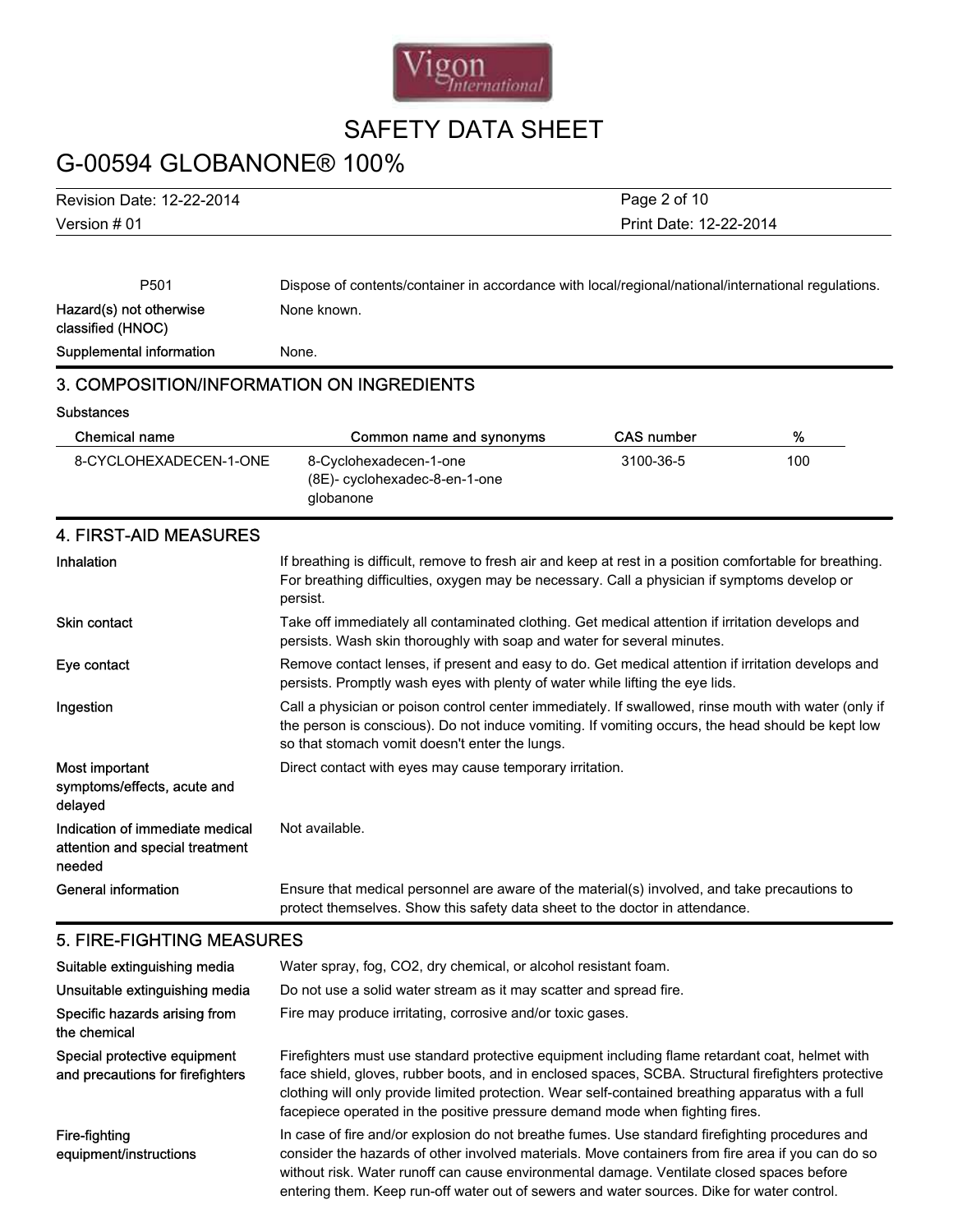| | |
|---|---|
| P501 | Dispose of contents/container in accordance with local/regional/national/international regulations. |
| Hazard(s) not otherwise classified (HNOC) | None known. |
| Supplemental information | None. |

## 3. COMPOSITION/INFORMATION ON INGREDIENTS

**Substances**

| Chemical name | Common name and synonyms | CAS number | % |
|---|---|---|---|
| 8-CYCLOHEXADECEN-1-ONE | 8-Cyclohexadecen-1-one<br>(8E)- cyclohexadec-8-en-1-one<br>globanone | 3100-36-5 | 100 |

## 4. FIRST-AID MEASURES

| | |
|---|---|
| **Inhalation** | If breathing is difficult, remove to fresh air and keep at rest in a position comfortable for breathing. For breathing difficulties, oxygen may be necessary. Call a physician if symptoms develop or persist. |
| **Skin contact** | Take off immediately all contaminated clothing. Get medical attention if irritation develops and persists. Wash skin thoroughly with soap and water for several minutes. |
| **Eye contact** | Remove contact lenses, if present and easy to do. Get medical attention if irritation develops and persists. Promptly wash eyes with plenty of water while lifting the eye lids. |
| **Ingestion** | Call a physician or poison control center immediately. If swallowed, rinse mouth with water (only if the person is conscious). Do not induce vomiting. If vomiting occurs, the head should be kept low so that stomach vomit doesn't enter the lungs. |
| **Most important symptoms/effects, acute and delayed** | Direct contact with eyes may cause temporary irritation. |
| **Indication of immediate medical attention and special treatment needed** | Not available. |
| **General information** | Ensure that medical personnel are aware of the material(s) involved, and take precautions to protect themselves. Show this safety data sheet to the doctor in attendance. |

## 5. FIRE-FIGHTING MEASURES

| | |
|---|---|
| **Suitable extinguishing media** | Water spray, fog, CO2, dry chemical, or alcohol resistant foam. |
| **Unsuitable extinguishing media** | Do not use a solid water stream as it may scatter and spread fire. |
| **Specific hazards arising from the chemical** | Fire may produce irritating, corrosive and/or toxic gases. |
| **Special protective equipment and precautions for firefighters** | Firefighters must use standard protective equipment including flame retardant coat, helmet with face shield, gloves, rubber boots, and in enclosed spaces, SCBA. Structural firefighters protective clothing will only provide limited protection. Wear self-contained breathing apparatus with a full facepiece operated in the positive pressure demand mode when fighting fires. |
| **Fire-fighting equipment/instructions** | In case of fire and/or explosion do not breathe fumes. Use standard firefighting procedures and consider the hazards of other involved materials. Move containers from fire area if you can do so without risk. Water runoff can cause environmental damage. Ventilate closed spaces before entering them. Keep run-off water out of sewers and water sources. Dike for water control. |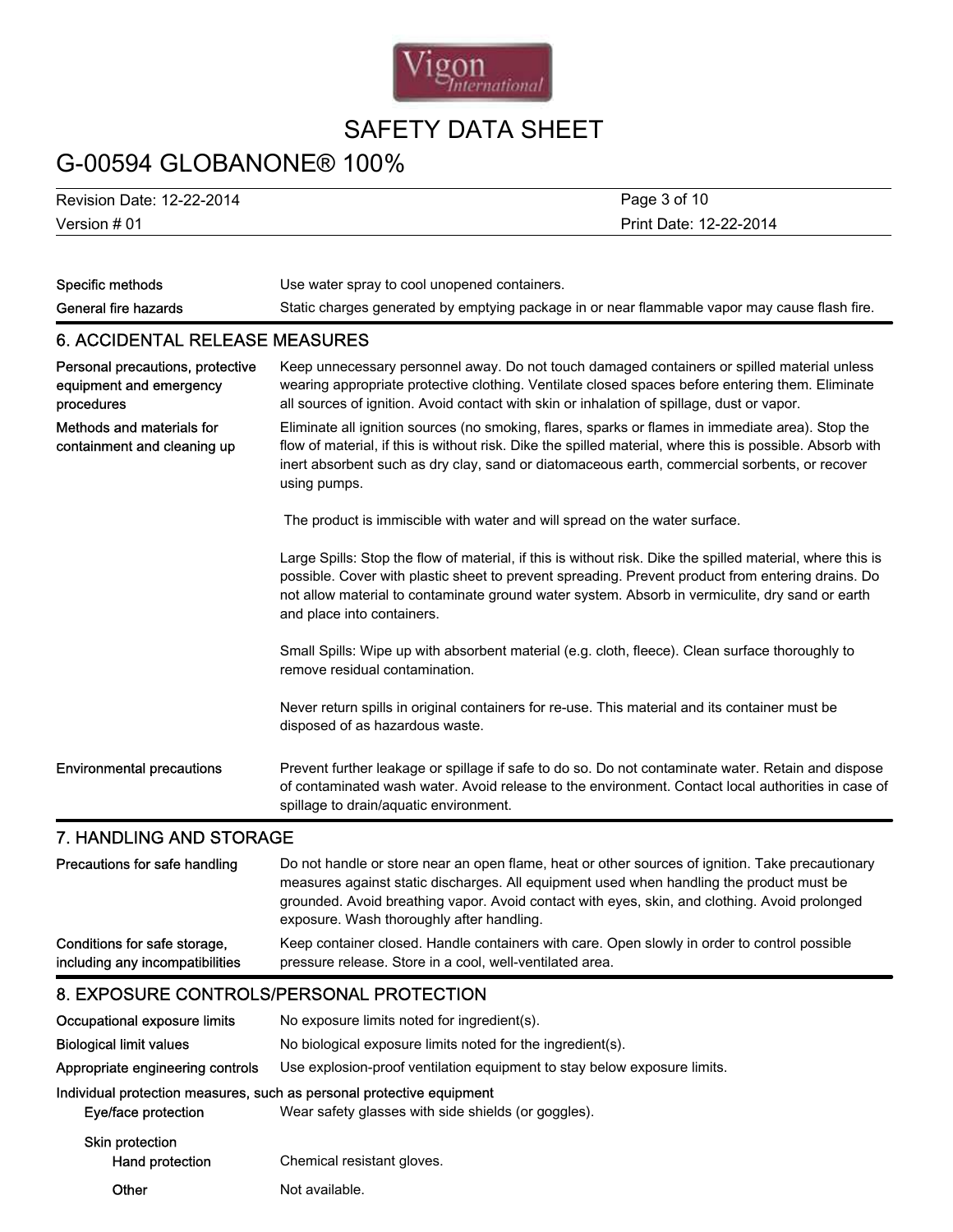| | |
|---|---|
| **Specific methods** | Use water spray to cool unopened containers. |
| **General fire hazards** | Static charges generated by emptying package in or near flammable vapor may cause flash fire. |

## 6. ACCIDENTAL RELEASE MEASURES

**Personal precautions, protective equipment and emergency procedures**

Keep unnecessary personnel away. Do not touch damaged containers or spilled material unless wearing appropriate protective clothing. Ventilate closed spaces before entering them. Eliminate all sources of ignition. Avoid contact with skin or inhalation of spillage, dust or vapor.

**Methods and materials for containment and cleaning up**

Eliminate all ignition sources (no smoking, flares, sparks or flames in immediate area). Stop the flow of material, if this is without risk. Dike the spilled material, where this is possible. Absorb with inert absorbent such as dry clay, sand or diatomaceous earth, commercial sorbents, or recover using pumps.

The product is immiscible with water and will spread on the water surface.

Large Spills: Stop the flow of material, if this is without risk. Dike the spilled material, where this is possible. Cover with plastic sheet to prevent spreading. Prevent product from entering drains. Do not allow material to contaminate ground water system. Absorb in vermiculite, dry sand or earth and place into containers.

Small Spills: Wipe up with absorbent material (e.g. cloth, fleece). Clean surface thoroughly to remove residual contamination.

Never return spills in original containers for re-use. This material and its container must be disposed of as hazardous waste.

**Environmental precautions**

Prevent further leakage or spillage if safe to do so. Do not contaminate water. Retain and dispose of contaminated wash water. Avoid release to the environment. Contact local authorities in case of spillage to drain/aquatic environment.

## 7. HANDLING AND STORAGE

**Precautions for safe handling**

Do not handle or store near an open flame, heat or other sources of ignition. Take precautionary measures against static discharges. All equipment used when handling the product must be grounded. Avoid breathing vapor. Avoid contact with eyes, skin, and clothing. Avoid prolonged exposure. Wash thoroughly after handling.

**Conditions for safe storage, including any incompatibilities**

Keep container closed. Handle containers with care. Open slowly in order to control possible pressure release. Store in a cool, well-ventilated area.

## 8. EXPOSURE CONTROLS/PERSONAL PROTECTION

| | |
|---|---|
| **Occupational exposure limits** | No exposure limits noted for ingredient(s). |
| **Biological limit values** | No biological exposure limits noted for the ingredient(s). |
| **Appropriate engineering controls** | Use explosion-proof ventilation equipment to stay below exposure limits. |

**Individual protection measures, such as personal protective equipment**

| | |
|---|---|
| **Eye/face protection** | Wear safety glasses with side shields (or goggles). |
| **Skin protection** | |
| **Hand protection** | Chemical resistant gloves. |
| **Other** | Not available. |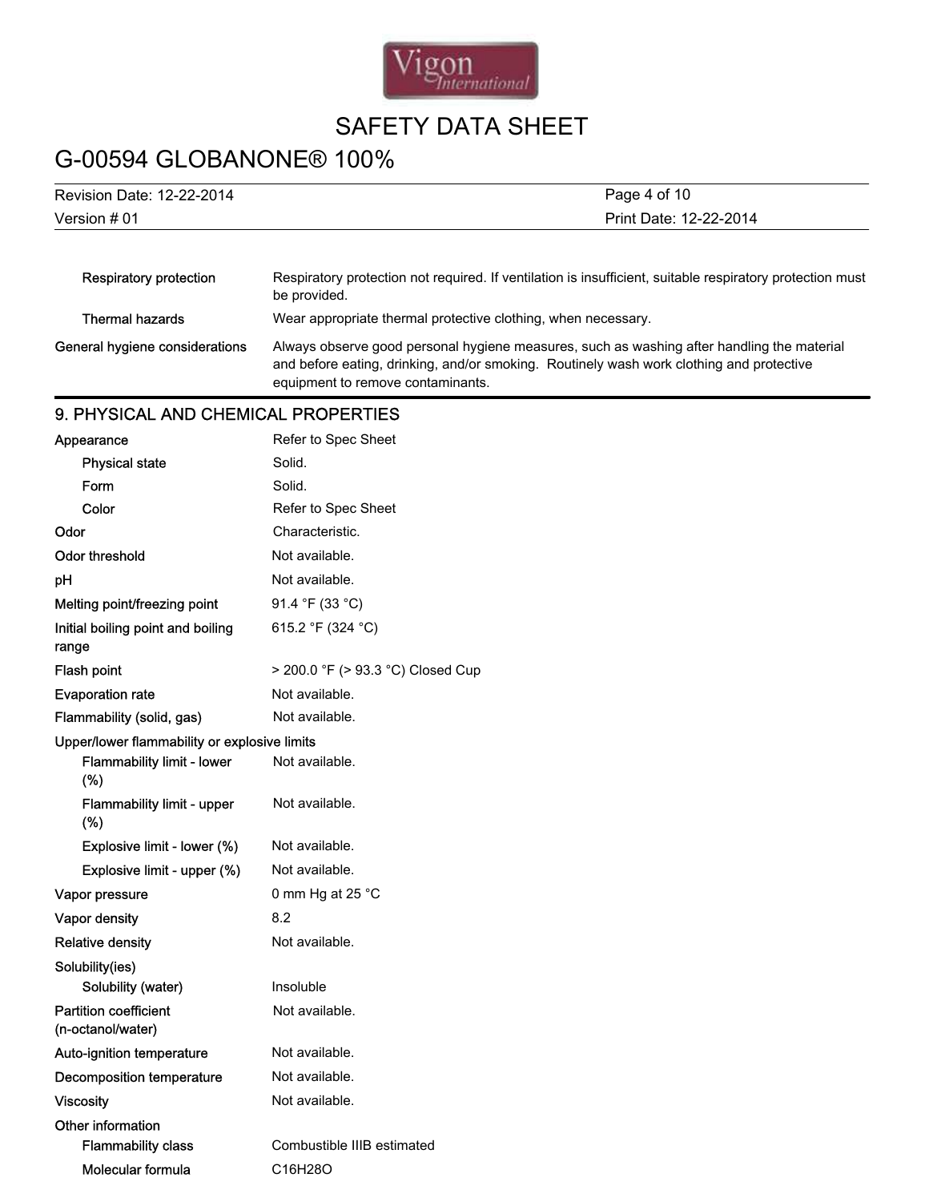| | |
|---|---|
| Respiratory protection | Respiratory protection not required. If ventilation is insufficient, suitable respiratory protection must be provided. |
| Thermal hazards | Wear appropriate thermal protective clothing, when necessary. |
| General hygiene considerations | Always observe good personal hygiene measures, such as washing after handling the material and before eating, drinking, and/or smoking. Routinely wash work clothing and protective equipment to remove contaminants. |

## 9. PHYSICAL AND CHEMICAL PROPERTIES

| | |
|---|---|
| Appearance | Refer to Spec Sheet |
| Physical state | Solid. |
| Form | Solid. |
| Color | Refer to Spec Sheet |
| Odor | Characteristic. |
| Odor threshold | Not available. |
| pH | Not available. |
| Melting point/freezing point | 91.4 °F (33 °C) |
| Initial boiling point and boiling range | 615.2 °F (324 °C) |
| Flash point | > 200.0 °F (> 93.3 °C) Closed Cup |
| Evaporation rate | Not available. |
| Flammability (solid, gas) | Not available. |
| Upper/lower flammability or explosive limits | |
| Flammability limit - lower (%) | Not available. |
| Flammability limit - upper (%) | Not available. |
| Explosive limit - lower (%) | Not available. |
| Explosive limit - upper (%) | Not available. |
| Vapor pressure | 0 mm Hg at 25 °C |
| Vapor density | 8.2 |
| Relative density | Not available. |
| Solubility(ies) | |
| Solubility (water) | Insoluble |
| Partition coefficient (n-octanol/water) | Not available. |
| Auto-ignition temperature | Not available. |
| Decomposition temperature | Not available. |
| Viscosity | Not available. |
| Other information | |
| Flammability class | Combustible IIIB estimated |
| Molecular formula | $C_{16}H_{28}O$ |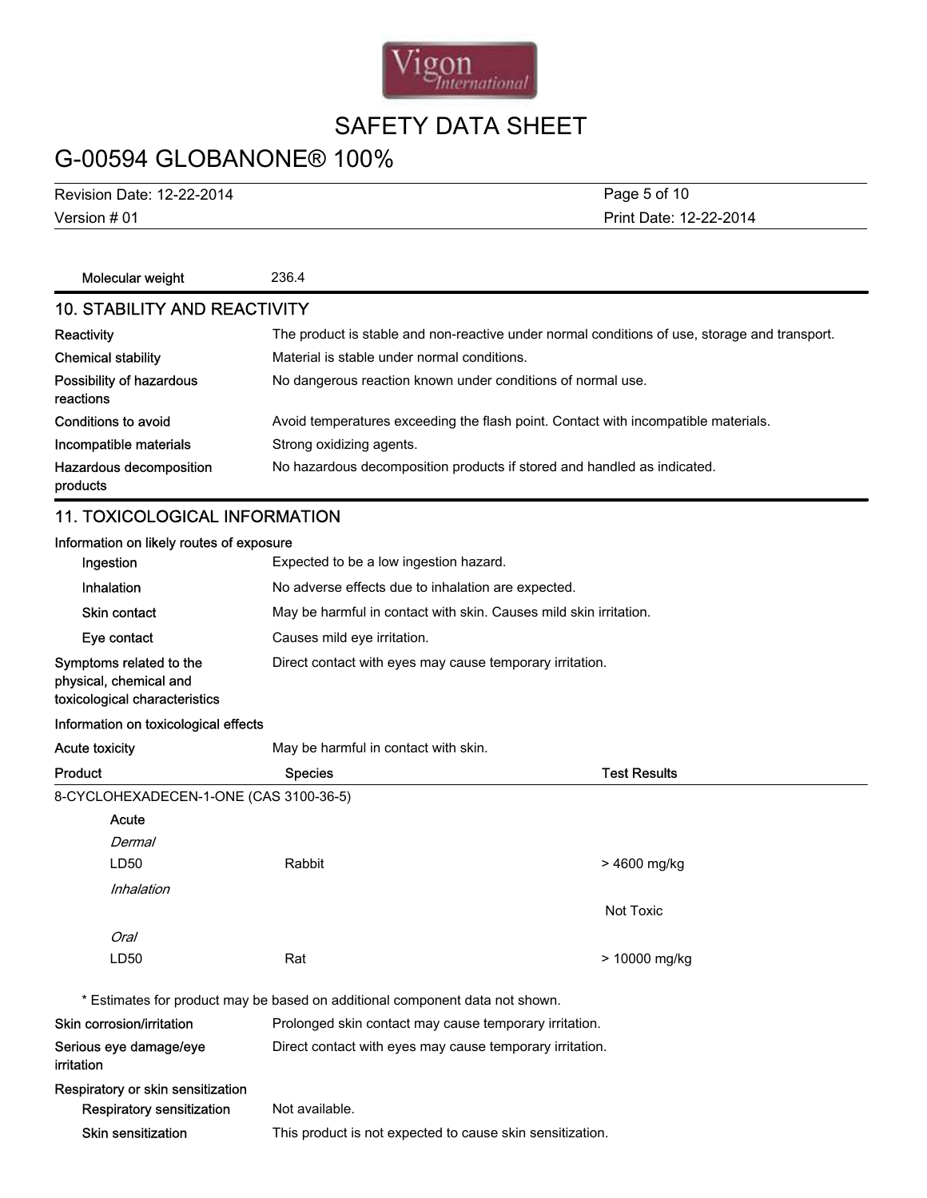| | |
|---|---|
| Molecular weight | 236.4 |

## 10. STABILITY AND REACTIVITY

| | |
|---|---|
| **Reactivity** | The product is stable and non-reactive under normal conditions of use, storage and transport. |
| **Chemical stability** | Material is stable under normal conditions. |
| **Possibility of hazardous reactions** | No dangerous reaction known under conditions of normal use. |
| **Conditions to avoid** | Avoid temperatures exceeding the flash point. Contact with incompatible materials. |
| **Incompatible materials** | Strong oxidizing agents. |
| **Hazardous decomposition products** | No hazardous decomposition products if stored and handled as indicated. |

## 11. TOXICOLOGICAL INFORMATION

**Information on likely routes of exposure**

| | |
|---|---|
| Ingestion | Expected to be a low ingestion hazard. |
| Inhalation | No adverse effects due to inhalation are expected. |
| Skin contact | May be harmful in contact with skin. Causes mild skin irritation. |
| Eye contact | Causes mild eye irritation. |
| **Symptoms related to the physical, chemical and toxicological characteristics** | Direct contact with eyes may cause temporary irritation. |

**Information on toxicological effects**

| | |
|---|---|
| **Acute toxicity** | May be harmful in contact with skin. |

| Product | Species | Test Results |
|---|---|---|
| 8-CYCLOHEXADECEN-1-ONE (CAS 3100-36-5) | | |
| Acute | | |
| *Dermal* | | |
| LD50 | Rabbit | > 4600 mg/kg |
| *Inhalation* | | |
| | | Not Toxic |
| *Oral* | | |
| LD50 | Rat | > 10000 mg/kg |

\* Estimates for product may be based on additional component data not shown.

| | |
|---|---|
| **Skin corrosion/irritation** | Prolonged skin contact may cause temporary irritation. |
| **Serious eye damage/eye irritation** | Direct contact with eyes may cause temporary irritation. |

**Respiratory or skin sensitization**

| | |
|---|---|
| Respiratory sensitization | Not available. |
| Skin sensitization | This product is not expected to cause skin sensitization. |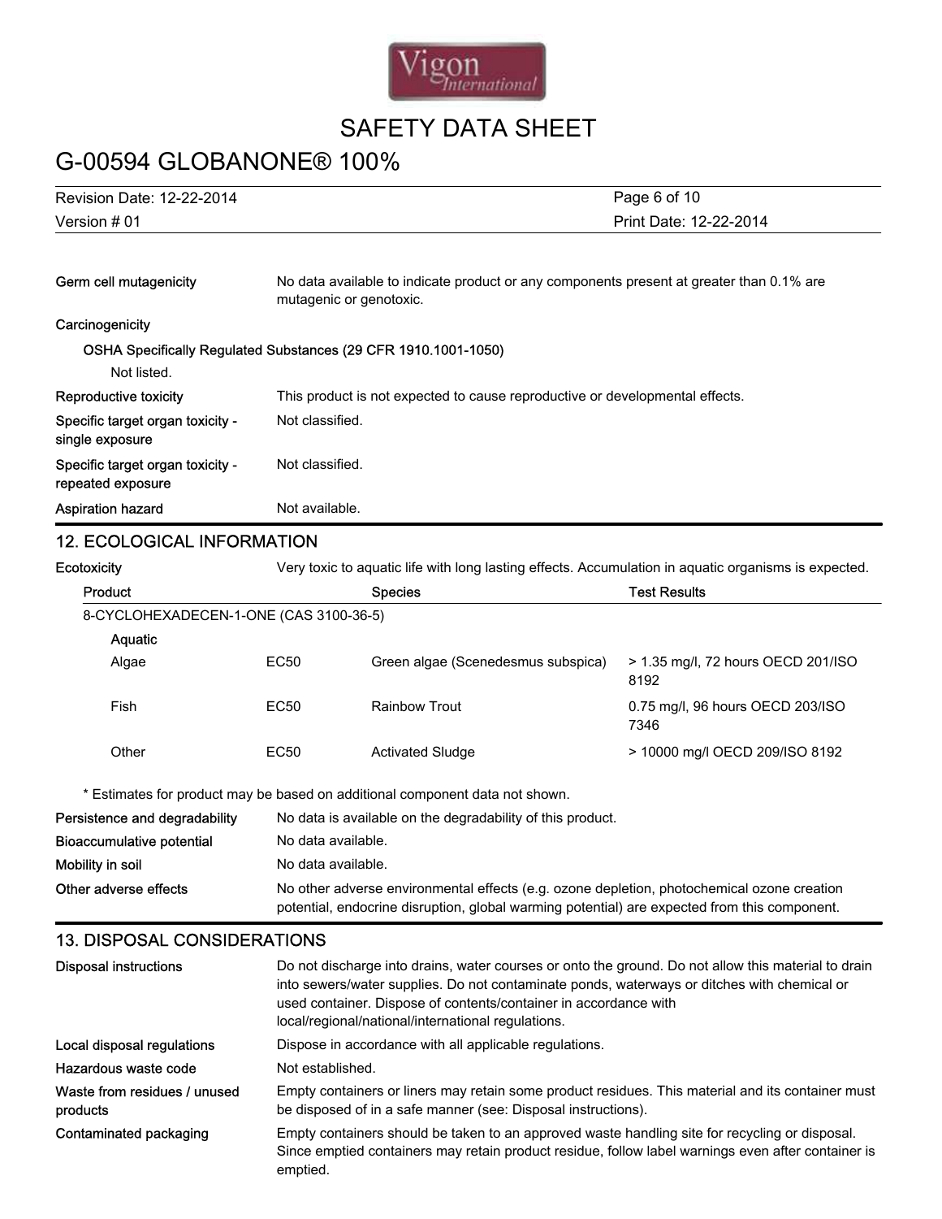| | |
|---|---|
| **Germ cell mutagenicity** | No data available to indicate product or any components present at greater than 0.1% are mutagenic or genotoxic. |
| **Carcinogenicity** | |

**OSHA Specifically Regulated Substances (29 CFR 1910.1001-1050)**

Not listed.

| | |
|---|---|
| **Reproductive toxicity** | This product is not expected to cause reproductive or developmental effects. |
| **Specific target organ toxicity - single exposure** | Not classified. |
| **Specific target organ toxicity - repeated exposure** | Not classified. |
| **Aspiration hazard** | Not available. |

## 12. ECOLOGICAL INFORMATION

**Ecotoxicity** Very toxic to aquatic life with long lasting effects. Accumulation in aquatic organisms is expected.

| Product | | Species | Test Results |
|---|---|---|---|
| 8-CYCLOHEXADECEN-1-ONE (CAS 3100-36-5) | | | |
| Aquatic | | | |
| Algae | EC50 | Green algae (Scenedesmus subspica) | > 1.35 mg/l, 72 hours OECD 201/ISO 8192 |
| Fish | EC50 | Rainbow Trout | 0.75 mg/l, 96 hours OECD 203/ISO 7346 |
| Other | EC50 | Activated Sludge | > 10000 mg/l OECD 209/ISO 8192 |

* Estimates for product may be based on additional component data not shown.

| | |
|---|---|
| **Persistence and degradability** | No data is available on the degradability of this product. |
| **Bioaccumulative potential** | No data available. |
| **Mobility in soil** | No data available. |
| **Other adverse effects** | No other adverse environmental effects (e.g. ozone depletion, photochemical ozone creation potential, endocrine disruption, global warming potential) are expected from this component. |

## 13. DISPOSAL CONSIDERATIONS

| | |
|---|---|
| **Disposal instructions** | Do not discharge into drains, water courses or onto the ground. Do not allow this material to drain into sewers/water supplies. Do not contaminate ponds, waterways or ditches with chemical or used container. Dispose of contents/container in accordance with local/regional/national/international regulations. |
| **Local disposal regulations** | Dispose in accordance with all applicable regulations. |
| **Hazardous waste code** | Not established. |
| **Waste from residues / unused products** | Empty containers or liners may retain some product residues. This material and its container must be disposed of in a safe manner (see: Disposal instructions). |
| **Contaminated packaging** | Empty containers should be taken to an approved waste handling site for recycling or disposal. Since emptied containers may retain product residue, follow label warnings even after container is emptied. |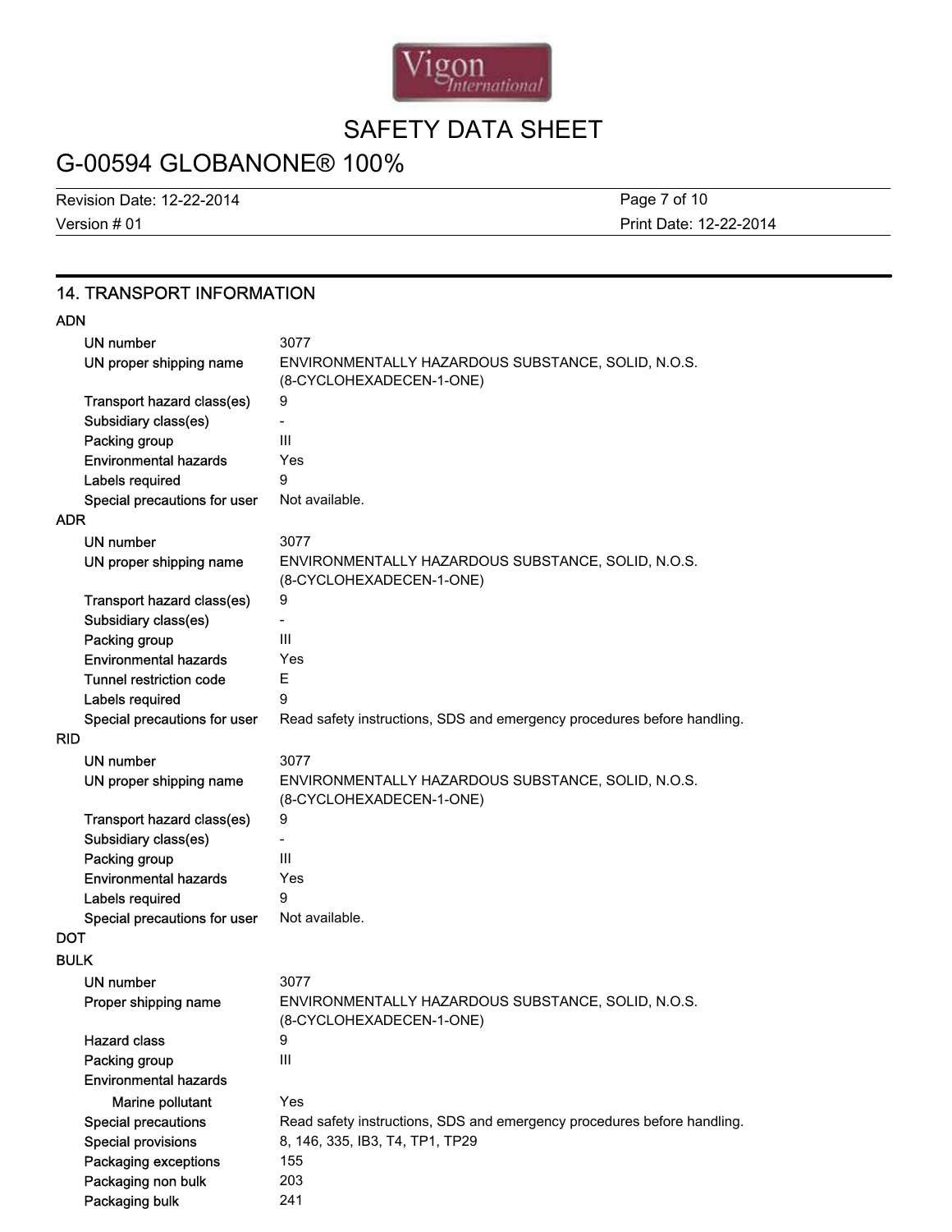## 14. TRANSPORT INFORMATION

**ADN**

| | |
|---|---|
| UN number | 3077 |
| UN proper shipping name | ENVIRONMENTALLY HAZARDOUS SUBSTANCE, SOLID, N.O.S. (8-CYCLOHEXADECEN-1-ONE) |
| Transport hazard class(es) | 9 |
| Subsidiary class(es) | - |
| Packing group | III |
| Environmental hazards | Yes |
| Labels required | 9 |
| Special precautions for user | Not available. |

**ADR**

| | |
|---|---|
| UN number | 3077 |
| UN proper shipping name | ENVIRONMENTALLY HAZARDOUS SUBSTANCE, SOLID, N.O.S. (8-CYCLOHEXADECEN-1-ONE) |
| Transport hazard class(es) | 9 |
| Subsidiary class(es) | - |
| Packing group | III |
| Environmental hazards | Yes |
| Tunnel restriction code | E |
| Labels required | 9 |
| Special precautions for user | Read safety instructions, SDS and emergency procedures before handling. |

**RID**

| | |
|---|---|
| UN number | 3077 |
| UN proper shipping name | ENVIRONMENTALLY HAZARDOUS SUBSTANCE, SOLID, N.O.S. (8-CYCLOHEXADECEN-1-ONE) |
| Transport hazard class(es) | 9 |
| Subsidiary class(es) | - |
| Packing group | III |
| Environmental hazards | Yes |
| Labels required | 9 |
| Special precautions for user | Not available. |

**DOT**

**BULK**

| | |
|---|---|
| UN number | 3077 |
| Proper shipping name | ENVIRONMENTALLY HAZARDOUS SUBSTANCE, SOLID, N.O.S. (8-CYCLOHEXADECEN-1-ONE) |
| Hazard class | 9 |
| Packing group | III |
| Environmental hazards | |
| Marine pollutant | Yes |
| Special precautions | Read safety instructions, SDS and emergency procedures before handling. |
| Special provisions | 8, 146, 335, IB3, T4, TP1, TP29 |
| Packaging exceptions | 155 |
| Packaging non bulk | 203 |
| Packaging bulk | 241 |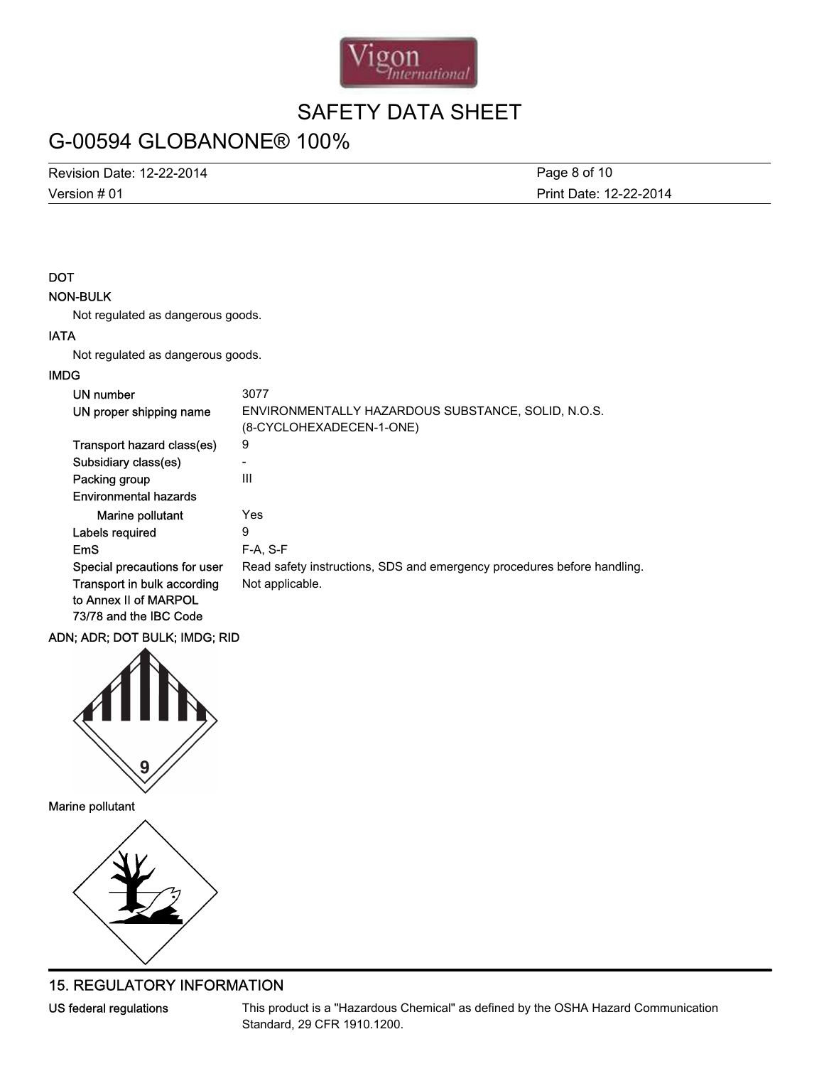**DOT**

**NON-BULK**

Not regulated as dangerous goods.

**IATA**

Not regulated as dangerous goods.

**IMDG**

| | |
|---|---|
| **UN number** | 3077 |
| **UN proper shipping name** | ENVIRONMENTALLY HAZARDOUS SUBSTANCE, SOLID, N.O.S. (8-CYCLOHEXADECEN-1-ONE) |
| **Transport hazard class(es)** | 9 |
| **Subsidiary class(es)** | - |
| **Packing group** | III |
| **Environmental hazards** | |
| **Marine pollutant** | Yes |
| **Labels required** | 9 |
| **EmS** | F-A, S-F |
| **Special precautions for user** | Read safety instructions, SDS and emergency procedures before handling. |
| **Transport in bulk according to Annex II of MARPOL 73/78 and the IBC Code** | Not applicable. |

**ADN; ADR; DOT BULK; IMDG; RID**

**Marine pollutant**

## 15. REGULATORY INFORMATION

**US federal regulations** This product is a "Hazardous Chemical" as defined by the OSHA Hazard Communication Standard, 29 CFR 1910.1200.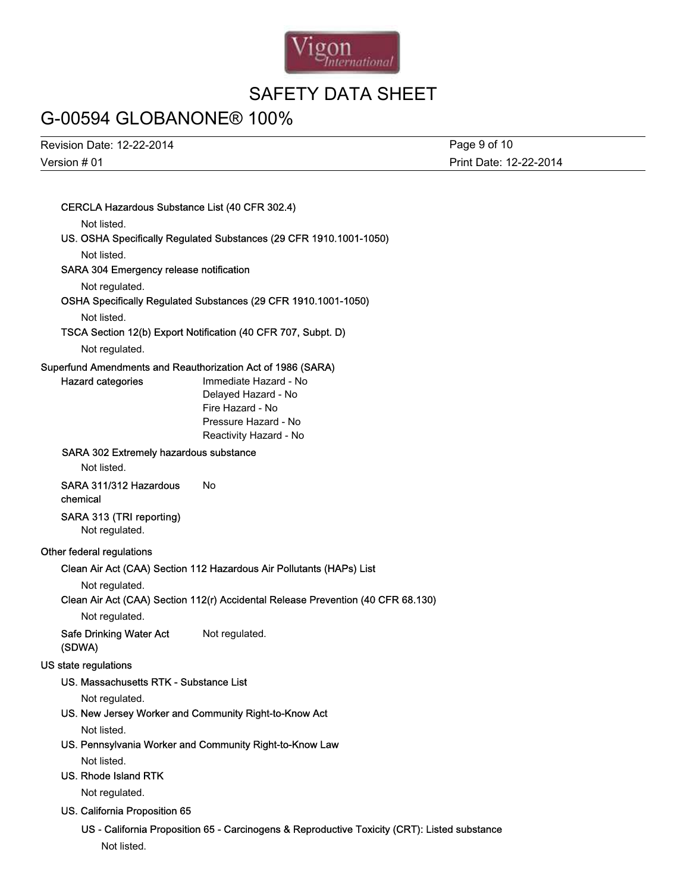**CERCLA Hazardous Substance List (40 CFR 302.4)**

Not listed.

**US. OSHA Specifically Regulated Substances (29 CFR 1910.1001-1050)**

Not listed.

**SARA 304 Emergency release notification**

Not regulated.

**OSHA Specifically Regulated Substances (29 CFR 1910.1001-1050)**

Not listed.

**TSCA Section 12(b) Export Notification (40 CFR 707, Subpt. D)**

Not regulated.

**Superfund Amendments and Reauthorization Act of 1986 (SARA)**

**Hazard categories**
Immediate Hazard - No
Delayed Hazard - No
Fire Hazard - No
Pressure Hazard - No
Reactivity Hazard - No

**SARA 302 Extremely hazardous substance**

Not listed.

**SARA 311/312 Hazardous chemical** No

**SARA 313 (TRI reporting)**

Not regulated.

**Other federal regulations**

**Clean Air Act (CAA) Section 112 Hazardous Air Pollutants (HAPs) List**

Not regulated.

**Clean Air Act (CAA) Section 112(r) Accidental Release Prevention (40 CFR 68.130)**

Not regulated.

**Safe Drinking Water Act (SDWA)** Not regulated.

**US state regulations**

**US. Massachusetts RTK - Substance List**

Not regulated.

**US. New Jersey Worker and Community Right-to-Know Act**

Not listed.

**US. Pennsylvania Worker and Community Right-to-Know Law**

Not listed.

**US. Rhode Island RTK**

Not regulated.

**US. California Proposition 65**

**US - California Proposition 65 - Carcinogens & Reproductive Toxicity (CRT): Listed substance**

Not listed.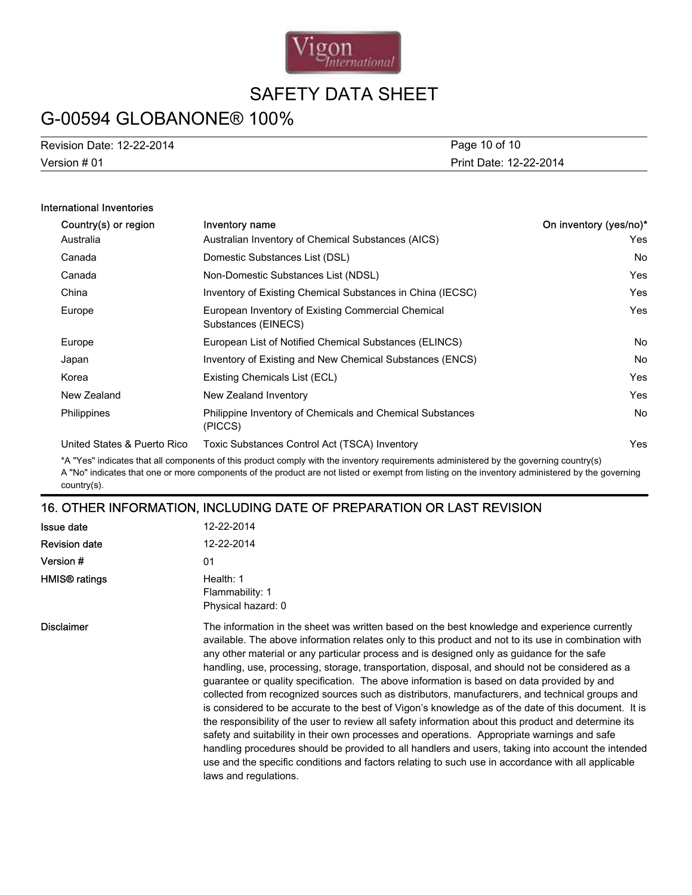### International Inventories

| Country(s) or region | Inventory name | On inventory (yes/no)* |
|---|---|---|
| Australia | Australian Inventory of Chemical Substances (AICS) | Yes |
| Canada | Domestic Substances List (DSL) | No |
| Canada | Non-Domestic Substances List (NDSL) | Yes |
| China | Inventory of Existing Chemical Substances in China (IECSC) | Yes |
| Europe | European Inventory of Existing Commercial Chemical Substances (EINECS) | Yes |
| Europe | European List of Notified Chemical Substances (ELINCS) | No |
| Japan | Inventory of Existing and New Chemical Substances (ENCS) | No |
| Korea | Existing Chemicals List (ECL) | Yes |
| New Zealand | New Zealand Inventory | Yes |
| Philippines | Philippine Inventory of Chemicals and Chemical Substances (PICCS) | No |
| United States & Puerto Rico | Toxic Substances Control Act (TSCA) Inventory | Yes |

*A "Yes" indicates that all components of this product comply with the inventory requirements administered by the governing country(s)
A "No" indicates that one or more components of the product are not listed or exempt from listing on the inventory administered by the governing country(s).

## 16. OTHER INFORMATION, INCLUDING DATE OF PREPARATION OR LAST REVISION

**Issue date** 12-22-2014

**Revision date** 12-22-2014

**Version #** 01

**HMIS® ratings**
Health: 1
Flammability: 1
Physical hazard: 0

**Disclaimer**

The information in the sheet was written based on the best knowledge and experience currently available. The above information relates only to this product and not to its use in combination with any other material or any particular process and is designed only as guidance for the safe handling, use, processing, storage, transportation, disposal, and should not be considered as a guarantee or quality specification. The above information is based on data provided by and collected from recognized sources such as distributors, manufacturers, and technical groups and is considered to be accurate to the best of Vigon's knowledge as of the date of this document. It is the responsibility of the user to review all safety information about this product and determine its safety and suitability in their own processes and operations. Appropriate warnings and safe handling procedures should be provided to all handlers and users, taking into account the intended use and the specific conditions and factors relating to such use in accordance with all applicable laws and regulations.